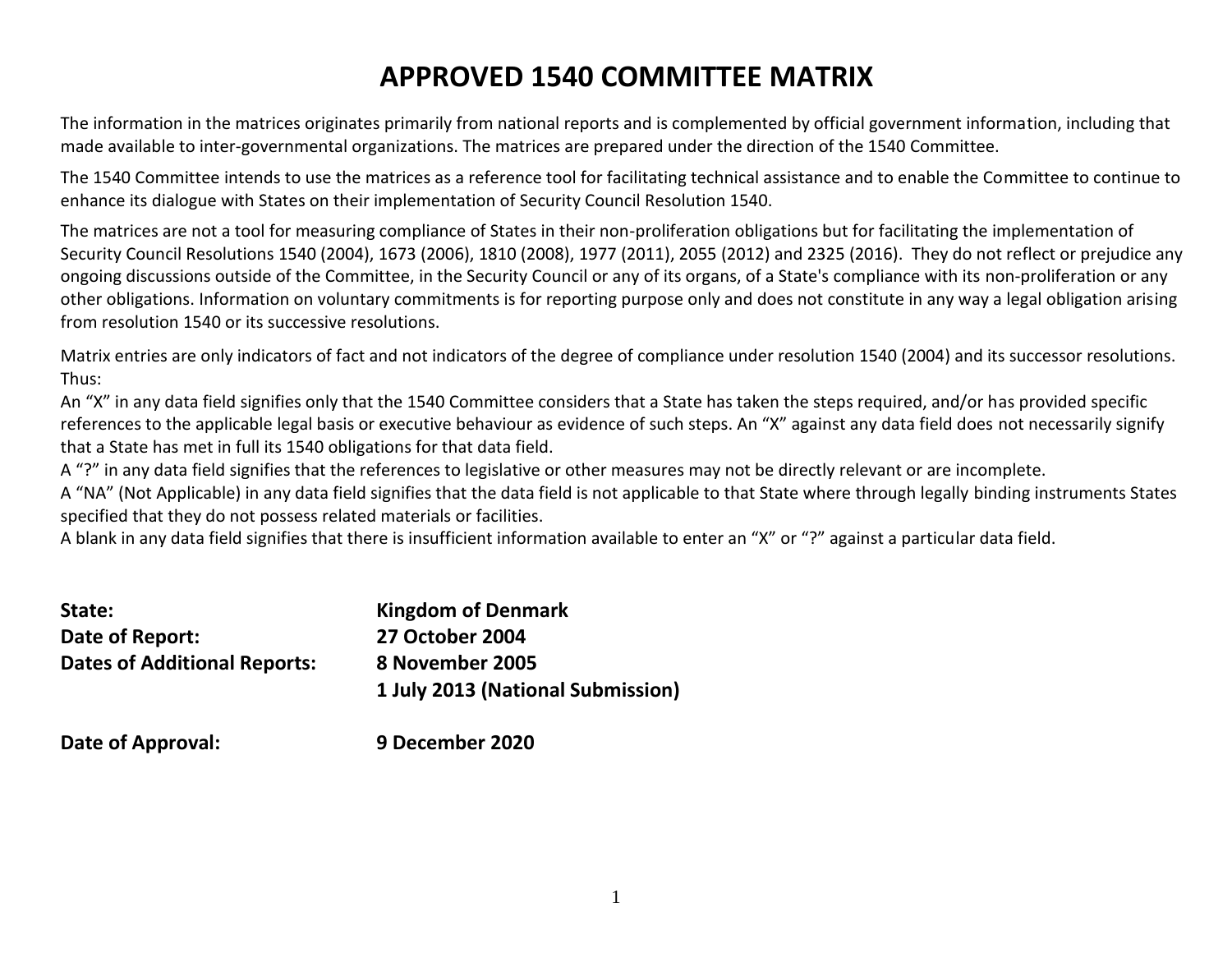# APPROVED 1540 COMMITTEE MATRIX

The information in the matrices originates primarily from national reports and is complemented by official government information, including that made available to inter-governmental organizations. The matrices are prepared under the direction of the 1540 Committee.

The 1540 Committee intends to use the matrices as a reference tool for facilitating technical assistance and to enable the Committee to continue to enhance its dialogue with States on their implementation of Security Council Resolution 1540.

The matrices are not a tool for measuring compliance of States in their non-proliferation obligations but for facilitating the implementation of Security Council Resolutions 1540 (2004), 1673 (2006), 1810 (2008), 1977 (2011), 2055 (2012) and 2325 (2016). They do not reflect or prejudice any ongoing discussions outside of the Committee, in the Security Council or any of its organs, of a State's compliance with its non-proliferation or any other obligations. Information on voluntary commitments is for reporting purpose only and does not constitute in any way a legal obligation arising from resolution 1540 or its successive resolutions.

Matrix entries are only indicators of fact and not indicators of the degree of compliance under resolution 1540 (2004) and its successor resolutions. Thus:

An "X" in any data field signifies only that the 1540 Committee considers that a State has taken the steps required, and/or has provided specific references to the applicable legal basis or executive behaviour as evidence of such steps. An "X" against any data field does not necessarily signify that a State has met in full its 1540 obligations for that data field.

A "?" in any data field signifies that the references to legislative or other measures may not be directly relevant or are incomplete.

A "NA" (Not Applicable) in any data field signifies that the data field is not applicable to that State where through legally binding instruments States specified that they do not possess related materials or facilities.

A blank in any data field signifies that there is insufficient information available to enter an "X" or "?" against a particular data field.

**State:** **Kingdom of Denmark**

**Date of Report:** **27 October 2004**

**Dates of Additional Reports:** **8 November 2005**

**1 July 2013 (National Submission)**

**Date of Approval:** **9 December 2020**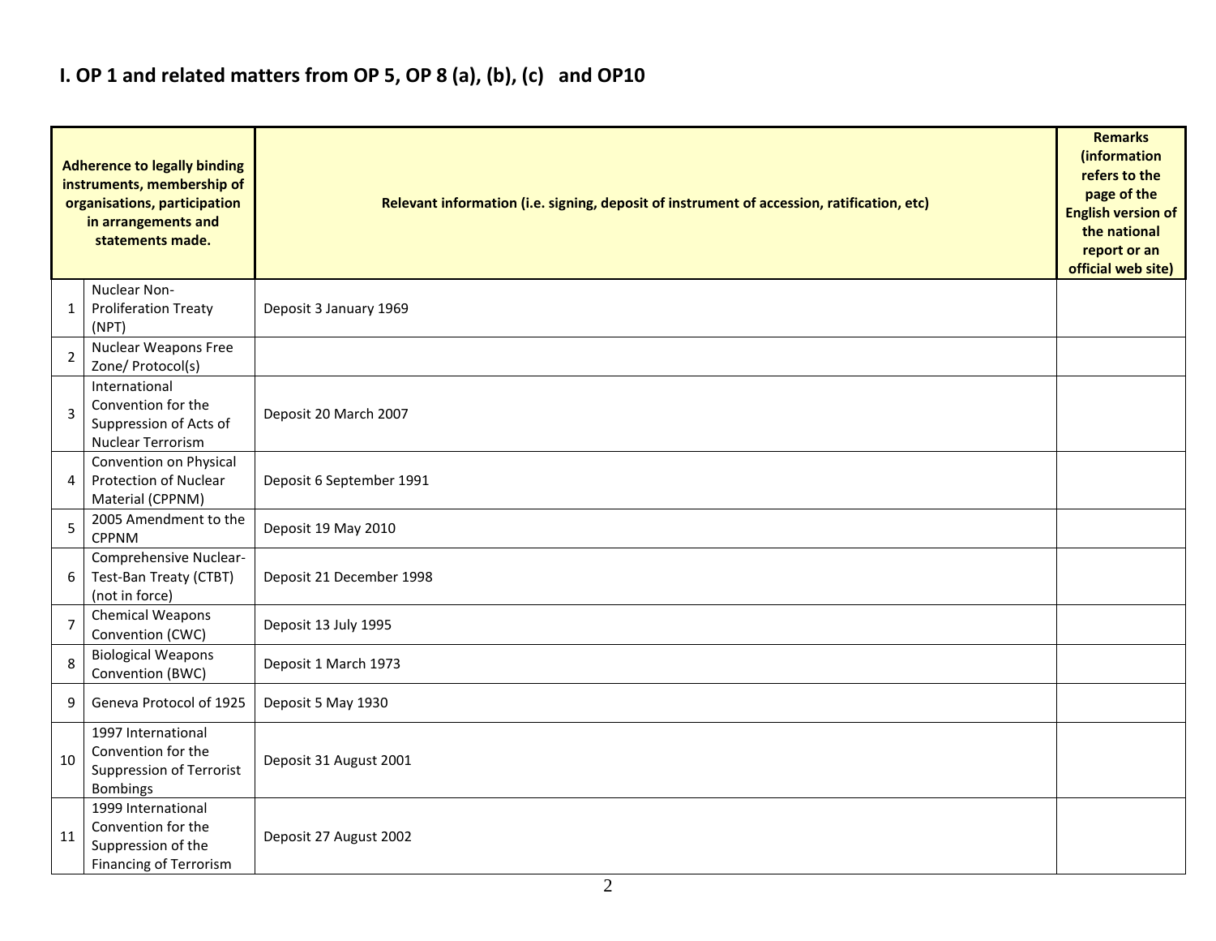## I. OP 1 and related matters from OP 5, OP 8 (a), (b), (c) and OP10

| | Adherence to legally binding instruments, membership of organisations, participation in arrangements and statements made. | Relevant information (i.e. signing, deposit of instrument of accession, ratification, etc) | Remarks (information refers to the page of the English version of the national report or an official web site) |
|---|---|---|---|
| 1 | Nuclear Non-Proliferation Treaty (NPT) | Deposit 3 January 1969 | |
| 2 | Nuclear Weapons Free Zone/ Protocol(s) | | |
| 3 | International Convention for the Suppression of Acts of Nuclear Terrorism | Deposit 20 March 2007 | |
| 4 | Convention on Physical Protection of Nuclear Material (CPPNM) | Deposit 6 September 1991 | |
| 5 | 2005 Amendment to the CPPNM | Deposit 19 May 2010 | |
| 6 | Comprehensive Nuclear-Test-Ban Treaty (CTBT) (not in force) | Deposit 21 December 1998 | |
| 7 | Chemical Weapons Convention (CWC) | Deposit 13 July 1995 | |
| 8 | Biological Weapons Convention (BWC) | Deposit 1 March 1973 | |
| 9 | Geneva Protocol of 1925 | Deposit 5 May 1930 | |
| 10 | 1997 International Convention for the Suppression of Terrorist Bombings | Deposit 31 August 2001 | |
| 11 | 1999 International Convention for the Suppression of the Financing of Terrorism | Deposit 27 August 2002 | |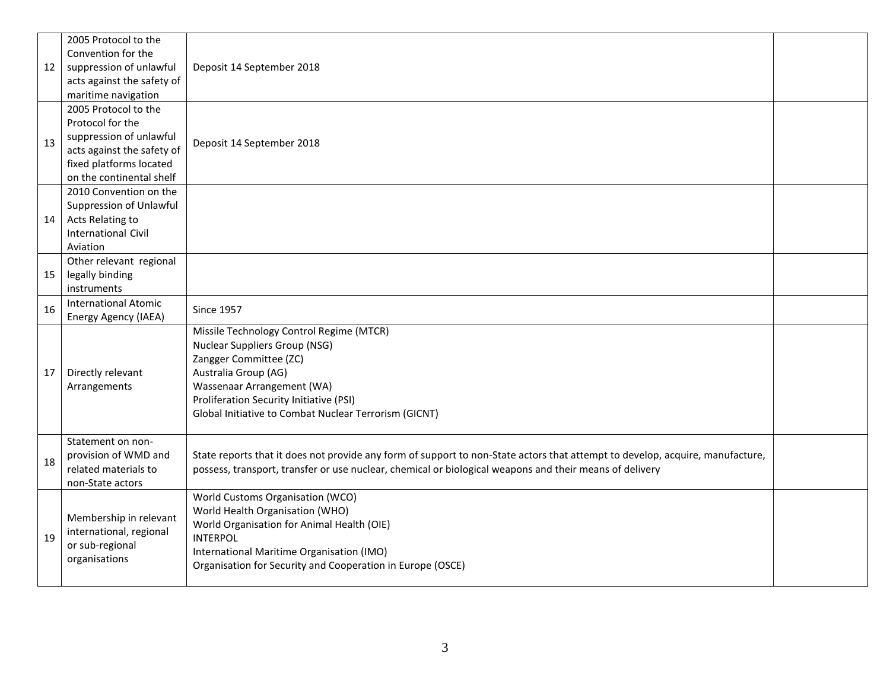| | | | |
|---|---|---|---|
| 12 | 2005 Protocol to the Convention for the suppression of unlawful acts against the safety of maritime navigation | Deposit 14 September 2018 | |
| 13 | 2005 Protocol to the Protocol for the suppression of unlawful acts against the safety of fixed platforms located on the continental shelf | Deposit 14 September 2018 | |
| 14 | 2010 Convention on the Suppression of Unlawful Acts Relating to International Civil Aviation | | |
| 15 | Other relevant regional legally binding instruments | | |
| 16 | International Atomic Energy Agency (IAEA) | Since 1957 | |
| 17 | Directly relevant Arrangements | Missile Technology Control Regime (MTCR)<br>Nuclear Suppliers Group (NSG)<br>Zangger Committee (ZC)<br>Australia Group (AG)<br>Wassenaar Arrangement (WA)<br>Proliferation Security Initiative (PSI)<br>Global Initiative to Combat Nuclear Terrorism (GICNT) | |
| 18 | Statement on non-provision of WMD and related materials to non-State actors | State reports that it does not provide any form of support to non-State actors that attempt to develop, acquire, manufacture, possess, transport, transfer or use nuclear, chemical or biological weapons and their means of delivery | |
| 19 | Membership in relevant international, regional or sub-regional organisations | World Customs Organisation (WCO)<br>World Health Organisation (WHO)<br>World Organisation for Animal Health (OIE)<br>INTERPOL<br>International Maritime Organisation (IMO)<br>Organisation for Security and Cooperation in Europe (OSCE) | |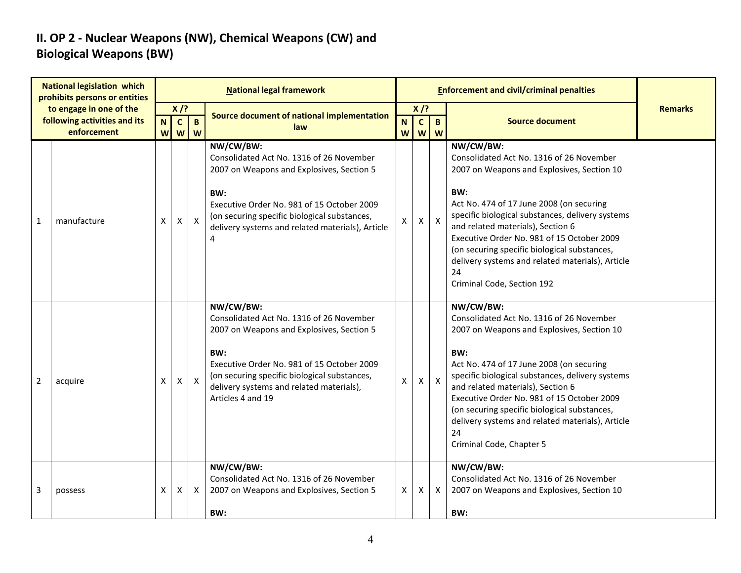## II. OP 2 - Nuclear Weapons (NW), Chemical Weapons (CW) and Biological Weapons (BW)

| National legislation which prohibits persons or entities to engage in one of the following activities and its enforcement | | National legal framework | | | | Enforcement and civil/criminal penalties | | | | Remarks |
|---|---|---|---|---|---|---|---|---|---|---|
| | | X /? | | | Source document of national implementation law | X /? | | | Source document | |
| | | NW | CW | BW | | NW | CW | BW | | |
| 1 | manufacture | X | X | X | **NW/CW/BW:**<br>Consolidated Act No. 1316 of 26 November 2007 on Weapons and Explosives, Section 5<br><br>**BW:**<br>Executive Order No. 981 of 15 October 2009 (on securing specific biological substances, delivery systems and related materials), Article 4 | X | X | X | **NW/CW/BW:**<br>Consolidated Act No. 1316 of 26 November 2007 on Weapons and Explosives, Section 10<br><br>**BW:**<br>Act No. 474 of 17 June 2008 (on securing specific biological substances, delivery systems and related materials), Section 6<br>Executive Order No. 981 of 15 October 2009 (on securing specific biological substances, delivery systems and related materials), Article 24<br>Criminal Code, Section 192 | |
| 2 | acquire | X | X | X | **NW/CW/BW:**<br>Consolidated Act No. 1316 of 26 November 2007 on Weapons and Explosives, Section 5<br><br>**BW:**<br>Executive Order No. 981 of 15 October 2009 (on securing specific biological substances, delivery systems and related materials), Articles 4 and 19 | X | X | X | **NW/CW/BW:**<br>Consolidated Act No. 1316 of 26 November 2007 on Weapons and Explosives, Section 10<br><br>**BW:**<br>Act No. 474 of 17 June 2008 (on securing specific biological substances, delivery systems and related materials), Section 6<br>Executive Order No. 981 of 15 October 2009 (on securing specific biological substances, delivery systems and related materials), Article 24<br>Criminal Code, Chapter 5 | |
| 3 | possess | X | X | X | **NW/CW/BW:**<br>Consolidated Act No. 1316 of 26 November 2007 on Weapons and Explosives, Section 5<br><br>**BW:** | X | X | X | **NW/CW/BW:**<br>Consolidated Act No. 1316 of 26 November 2007 on Weapons and Explosives, Section 10<br><br>**BW:** | |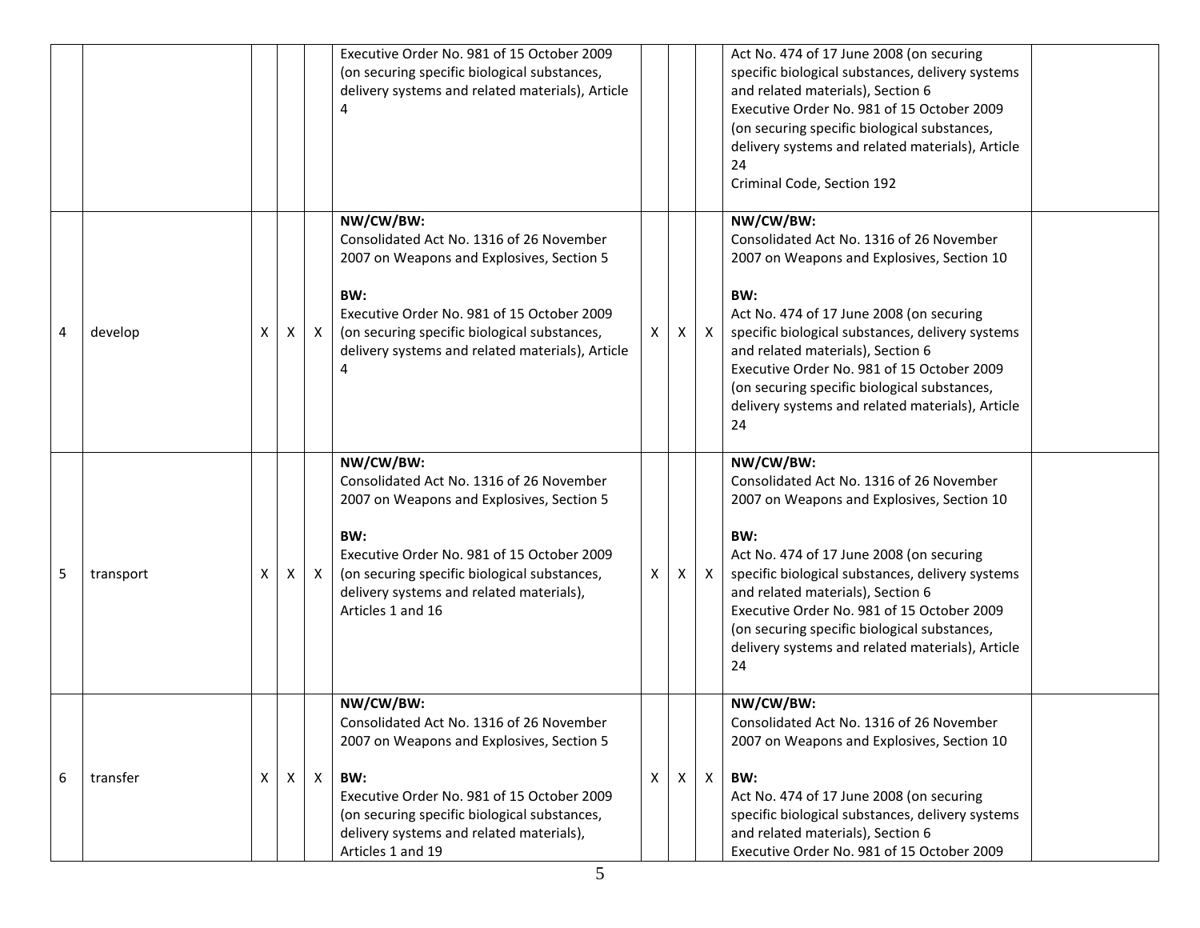| | | | | | | | | | | |
|---|---|---|---|---|---|---|---|---|---|---|
| | | | | | Executive Order No. 981 of 15 October 2009 (on securing specific biological substances, delivery systems and related materials), Article 4 | | | | Act No. 474 of 17 June 2008 (on securing specific biological substances, delivery systems and related materials), Section 6<br>Executive Order No. 981 of 15 October 2009 (on securing specific biological substances, delivery systems and related materials), Article 24<br>Criminal Code, Section 192 | |
| 4 | develop | X | X | X | **NW/CW/BW:**<br>Consolidated Act No. 1316 of 26 November 2007 on Weapons and Explosives, Section 5<br><br>**BW:**<br>Executive Order No. 981 of 15 October 2009 (on securing specific biological substances, delivery systems and related materials), Article 4 | X | X | X | **NW/CW/BW:**<br>Consolidated Act No. 1316 of 26 November 2007 on Weapons and Explosives, Section 10<br><br>**BW:**<br>Act No. 474 of 17 June 2008 (on securing specific biological substances, delivery systems and related materials), Section 6<br>Executive Order No. 981 of 15 October 2009 (on securing specific biological substances, delivery systems and related materials), Article 24 | |
| 5 | transport | X | X | X | **NW/CW/BW:**<br>Consolidated Act No. 1316 of 26 November 2007 on Weapons and Explosives, Section 5<br><br>**BW:**<br>Executive Order No. 981 of 15 October 2009 (on securing specific biological substances, delivery systems and related materials), Articles 1 and 16 | X | X | X | **NW/CW/BW:**<br>Consolidated Act No. 1316 of 26 November 2007 on Weapons and Explosives, Section 10<br><br>**BW:**<br>Act No. 474 of 17 June 2008 (on securing specific biological substances, delivery systems and related materials), Section 6<br>Executive Order No. 981 of 15 October 2009 (on securing specific biological substances, delivery systems and related materials), Article 24 | |
| 6 | transfer | X | X | X | **NW/CW/BW:**<br>Consolidated Act No. 1316 of 26 November 2007 on Weapons and Explosives, Section 5<br><br>**BW:**<br>Executive Order No. 981 of 15 October 2009 (on securing specific biological substances, delivery systems and related materials), Articles 1 and 19 | X | X | X | **NW/CW/BW:**<br>Consolidated Act No. 1316 of 26 November 2007 on Weapons and Explosives, Section 10<br><br>**BW:**<br>Act No. 474 of 17 June 2008 (on securing specific biological substances, delivery systems and related materials), Section 6<br>Executive Order No. 981 of 15 October 2009 | |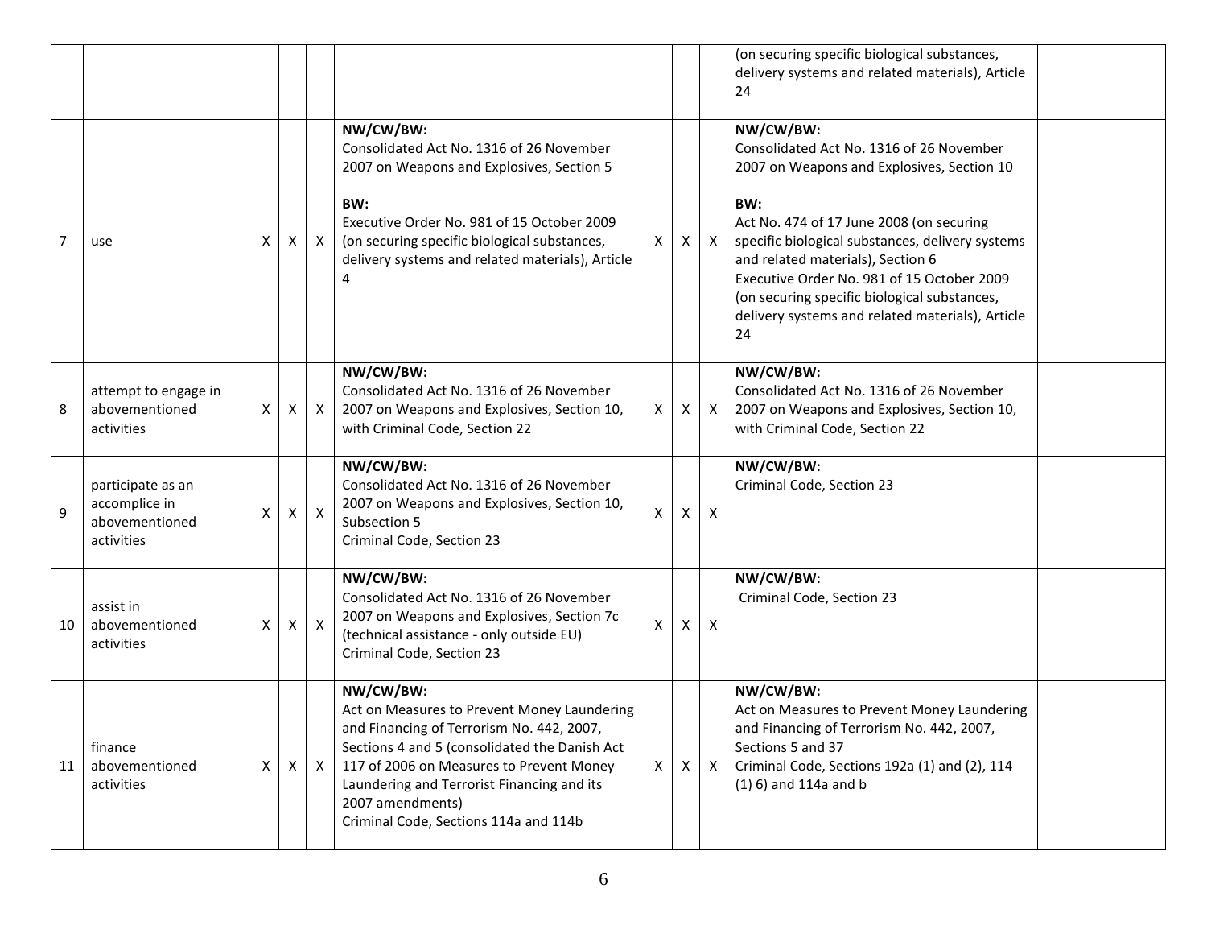| | | | | | | | | | | |
|---|---|---|---|---|---|---|---|---|---|---|
| | | | | | | | | | (on securing specific biological substances, delivery systems and related materials), Article 24 | |
| 7 | use | X | X | X | **NW/CW/BW:**<br>Consolidated Act No. 1316 of 26 November 2007 on Weapons and Explosives, Section 5<br><br>**BW:**<br>Executive Order No. 981 of 15 October 2009 (on securing specific biological substances, delivery systems and related materials), Article 4 | X | X | X | **NW/CW/BW:**<br>Consolidated Act No. 1316 of 26 November 2007 on Weapons and Explosives, Section 10<br><br>**BW:**<br>Act No. 474 of 17 June 2008 (on securing specific biological substances, delivery systems and related materials), Section 6<br>Executive Order No. 981 of 15 October 2009 (on securing specific biological substances, delivery systems and related materials), Article 24 | |
| 8 | attempt to engage in abovementioned activities | X | X | X | **NW/CW/BW:**<br>Consolidated Act No. 1316 of 26 November 2007 on Weapons and Explosives, Section 10, with Criminal Code, Section 22 | X | X | X | **NW/CW/BW:**<br>Consolidated Act No. 1316 of 26 November 2007 on Weapons and Explosives, Section 10, with Criminal Code, Section 22 | |
| 9 | participate as an accomplice in abovementioned activities | X | X | X | **NW/CW/BW:**<br>Consolidated Act No. 1316 of 26 November 2007 on Weapons and Explosives, Section 10, Subsection 5<br>Criminal Code, Section 23 | X | X | X | **NW/CW/BW:**<br>Criminal Code, Section 23 | |
| 10 | assist in abovementioned activities | X | X | X | **NW/CW/BW:**<br>Consolidated Act No. 1316 of 26 November 2007 on Weapons and Explosives, Section 7c (technical assistance - only outside EU)<br>Criminal Code, Section 23 | X | X | X | **NW/CW/BW:**<br>Criminal Code, Section 23 | |
| 11 | finance abovementioned activities | X | X | X | **NW/CW/BW:**<br>Act on Measures to Prevent Money Laundering and Financing of Terrorism No. 442, 2007, Sections 4 and 5 (consolidated the Danish Act 117 of 2006 on Measures to Prevent Money Laundering and Terrorist Financing and its 2007 amendments)<br>Criminal Code, Sections 114a and 114b | X | X | X | **NW/CW/BW:**<br>Act on Measures to Prevent Money Laundering and Financing of Terrorism No. 442, 2007, Sections 5 and 37<br>Criminal Code, Sections 192a (1) and (2), 114 (1) 6) and 114a and b | |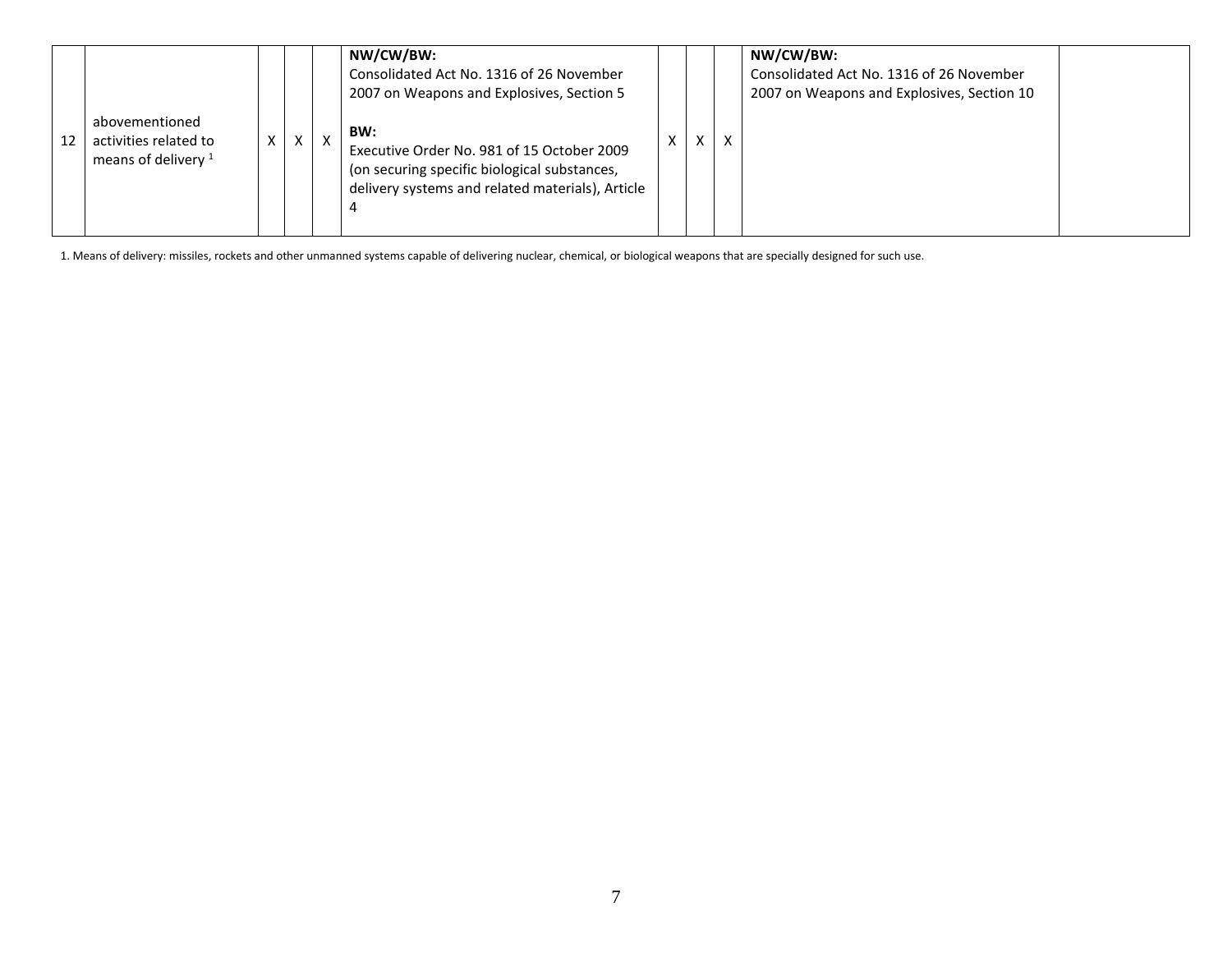| | | | | | | | | | | |
|---|---|---|---|---|---|---|---|---|---|---|
| 12 | abovementioned activities related to means of delivery [1] | X | X | X | **NW/CW/BW:** Consolidated Act No. 1316 of 26 November 2007 on Weapons and Explosives, Section 5<br><br>**BW:** Executive Order No. 981 of 15 October 2009 (on securing specific biological substances, delivery systems and related materials), Article 4 | X | X | X | **NW/CW/BW:** Consolidated Act No. 1316 of 26 November 2007 on Weapons and Explosives, Section 10 | |

1. Means of delivery: missiles, rockets and other unmanned systems capable of delivering nuclear, chemical, or biological weapons that are specially designed for such use.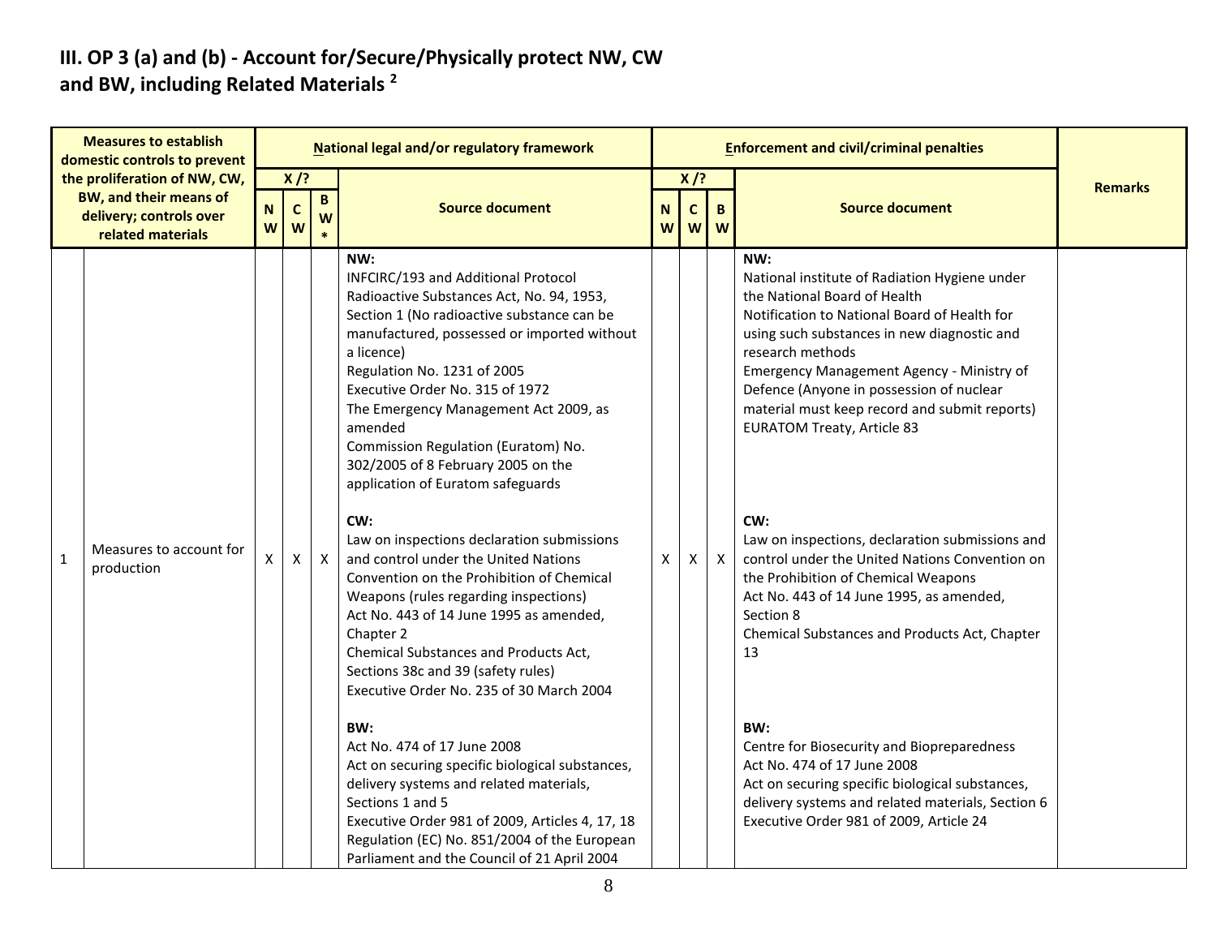# III. OP 3 (a) and (b) - Account for/Secure/Physically protect NW, CW and BW, including Related Materials [2]

| Measures to establish domestic controls to prevent the proliferation of NW, CW, BW, and their means of delivery; controls over related materials | | National legal and/or regulatory framework | | | | Enforcement and civil/criminal penalties | | | | Remarks |
|---|---|---|---|---|---|---|---|---|---|---|
| | | X /? | | | Source document | X /? | | | Source document | |
| | | NW | CW | BW* | | NW | CW | BW | | |
| 1 | Measures to account for production | X | X | X | **NW:**<br>INFCIRC/193 and Additional Protocol<br>Radioactive Substances Act, No. 94, 1953, Section 1 (No radioactive substance can be manufactured, possessed or imported without a licence)<br>Regulation No. 1231 of 2005<br>Executive Order No. 315 of 1972<br>The Emergency Management Act 2009, as amended<br>Commission Regulation (Euratom) No. 302/2005 of 8 February 2005 on the application of Euratom safeguards<br><br>**CW:**<br>Law on inspections declaration submissions and control under the United Nations Convention on the Prohibition of Chemical Weapons (rules regarding inspections)<br>Act No. 443 of 14 June 1995 as amended, Chapter 2<br>Chemical Substances and Products Act, Sections 38c and 39 (safety rules)<br>Executive Order No. 235 of 30 March 2004<br><br>**BW:**<br>Act No. 474 of 17 June 2008<br>Act on securing specific biological substances, delivery systems and related materials, Sections 1 and 5<br>Executive Order 981 of 2009, Articles 4, 17, 18<br>Regulation (EC) No. 851/2004 of the European Parliament and the Council of 21 April 2004 | X | X | X | **NW:**<br>National institute of Radiation Hygiene under the National Board of Health<br>Notification to National Board of Health for using such substances in new diagnostic and research methods<br>Emergency Management Agency - Ministry of Defence (Anyone in possession of nuclear material must keep record and submit reports)<br>EURATOM Treaty, Article 83<br><br>**CW:**<br>Law on inspections, declaration submissions and control under the United Nations Convention on the Prohibition of Chemical Weapons<br>Act No. 443 of 14 June 1995, as amended, Section 8<br>Chemical Substances and Products Act, Chapter 13<br><br>**BW:**<br>Centre for Biosecurity and Biopreparedness<br>Act No. 474 of 17 June 2008<br>Act on securing specific biological substances, delivery systems and related materials, Section 6<br>Executive Order 981 of 2009, Article 24 | |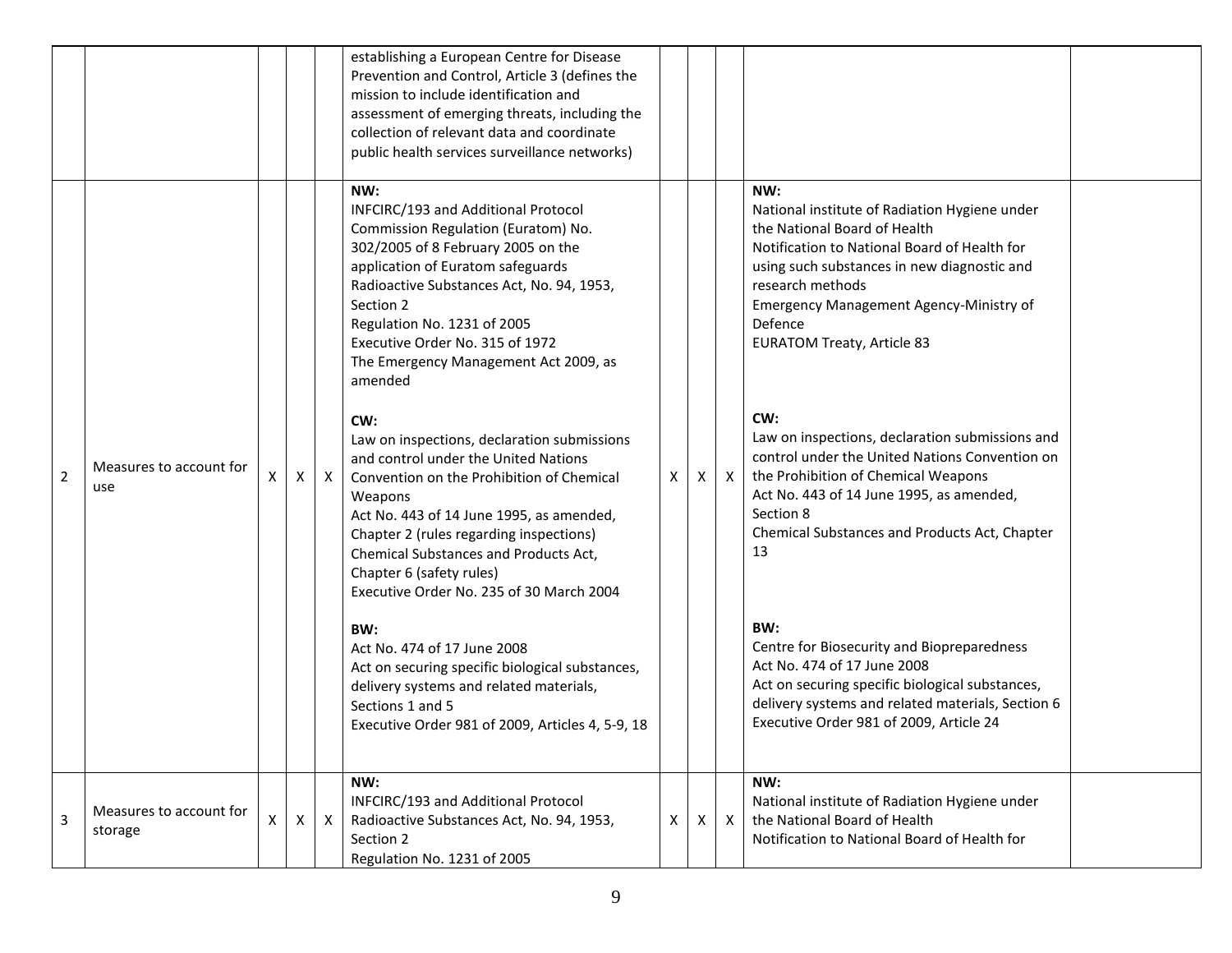| | | | | | | | | | | |
|---|---|---|---|---|---|---|---|---|---|---|
| | | | | | establishing a European Centre for Disease Prevention and Control, Article 3 (defines the mission to include identification and assessment of emerging threats, including the collection of relevant data and coordinate public health services surveillance networks) | | | | | |
| 2 | Measures to account for use | X | X | X | **NW:**<br>INFCIRC/193 and Additional Protocol<br>Commission Regulation (Euratom) No. 302/2005 of 8 February 2005 on the application of Euratom safeguards<br>Radioactive Substances Act, No. 94, 1953, Section 2<br>Regulation No. 1231 of 2005<br>Executive Order No. 315 of 1972<br>The Emergency Management Act 2009, as amended<br><br>**CW:**<br>Law on inspections, declaration submissions and control under the United Nations Convention on the Prohibition of Chemical Weapons<br>Act No. 443 of 14 June 1995, as amended, Chapter 2 (rules regarding inspections)<br>Chemical Substances and Products Act, Chapter 6 (safety rules)<br>Executive Order No. 235 of 30 March 2004<br><br>**BW:**<br>Act No. 474 of 17 June 2008<br>Act on securing specific biological substances, delivery systems and related materials, Sections 1 and 5<br>Executive Order 981 of 2009, Articles 4, 5-9, 18 | X | X | X | **NW:**<br>National institute of Radiation Hygiene under the National Board of Health<br>Notification to National Board of Health for using such substances in new diagnostic and research methods<br>Emergency Management Agency-Ministry of Defence<br>EURATOM Treaty, Article 83<br><br>**CW:**<br>Law on inspections, declaration submissions and control under the United Nations Convention on the Prohibition of Chemical Weapons<br>Act No. 443 of 14 June 1995, as amended, Section 8<br>Chemical Substances and Products Act, Chapter 13<br><br>**BW:**<br>Centre for Biosecurity and Biopreparedness<br>Act No. 474 of 17 June 2008<br>Act on securing specific biological substances, delivery systems and related materials, Section 6<br>Executive Order 981 of 2009, Article 24 | |
| 3 | Measures to account for storage | X | X | X | **NW:**<br>INFCIRC/193 and Additional Protocol<br>Radioactive Substances Act, No. 94, 1953, Section 2<br>Regulation No. 1231 of 2005 | X | X | X | **NW:**<br>National institute of Radiation Hygiene under the National Board of Health<br>Notification to National Board of Health for | |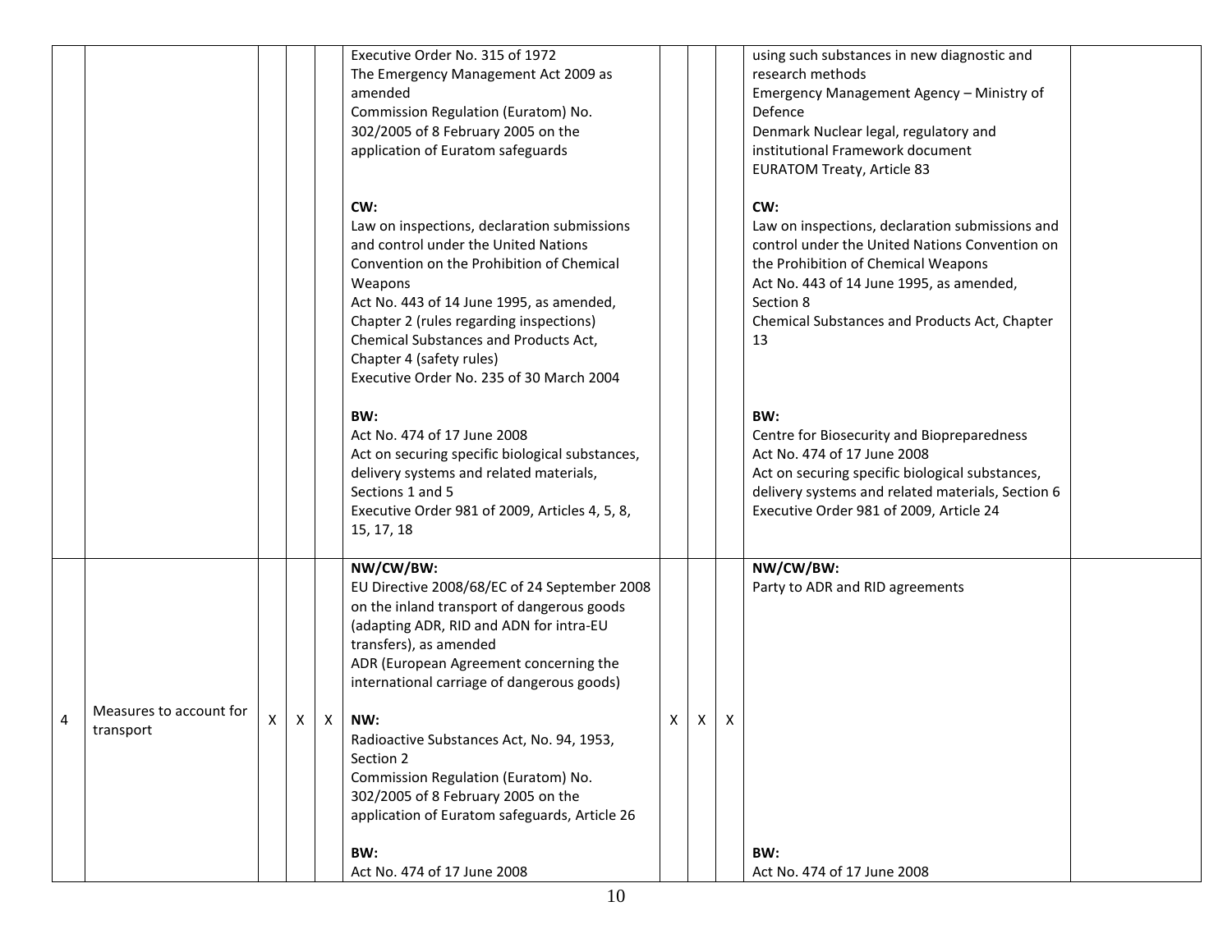| | | | | | | | | | | |
|---|---|---|---|---|---|---|---|---|---|---|
| | | | | | Executive Order No. 315 of 1972<br>The Emergency Management Act 2009 as amended<br>Commission Regulation (Euratom) No. 302/2005 of 8 February 2005 on the application of Euratom safeguards<br><br>**CW:**<br>Law on inspections, declaration submissions and control under the United Nations Convention on the Prohibition of Chemical Weapons<br>Act No. 443 of 14 June 1995, as amended, Chapter 2 (rules regarding inspections)<br>Chemical Substances and Products Act, Chapter 4 (safety rules)<br>Executive Order No. 235 of 30 March 2004<br><br>**BW:**<br>Act No. 474 of 17 June 2008<br>Act on securing specific biological substances, delivery systems and related materials, Sections 1 and 5<br>Executive Order 981 of 2009, Articles 4, 5, 8, 15, 17, 18 | | | | using such substances in new diagnostic and research methods<br>Emergency Management Agency – Ministry of Defence<br>Denmark Nuclear legal, regulatory and institutional Framework document<br>EURATOM Treaty, Article 83<br><br>**CW:**<br>Law on inspections, declaration submissions and control under the United Nations Convention on the Prohibition of Chemical Weapons<br>Act No. 443 of 14 June 1995, as amended, Section 8<br>Chemical Substances and Products Act, Chapter 13<br><br>**BW:**<br>Centre for Biosecurity and Biopreparedness<br>Act No. 474 of 17 June 2008<br>Act on securing specific biological substances, delivery systems and related materials, Section 6<br>Executive Order 981 of 2009, Article 24 | |
| 4 | Measures to account for transport | X | X | X | **NW/CW/BW:**<br>EU Directive 2008/68/EC of 24 September 2008 on the inland transport of dangerous goods (adapting ADR, RID and ADN for intra-EU transfers), as amended<br>ADR (European Agreement concerning the international carriage of dangerous goods)<br><br>**NW:**<br>Radioactive Substances Act, No. 94, 1953, Section 2<br>Commission Regulation (Euratom) No. 302/2005 of 8 February 2005 on the application of Euratom safeguards, Article 26<br><br>**BW:**<br>Act No. 474 of 17 June 2008 | X | X | X | **NW/CW/BW:**<br>Party to ADR and RID agreements<br><br>**BW:**<br>Act No. 474 of 17 June 2008 | |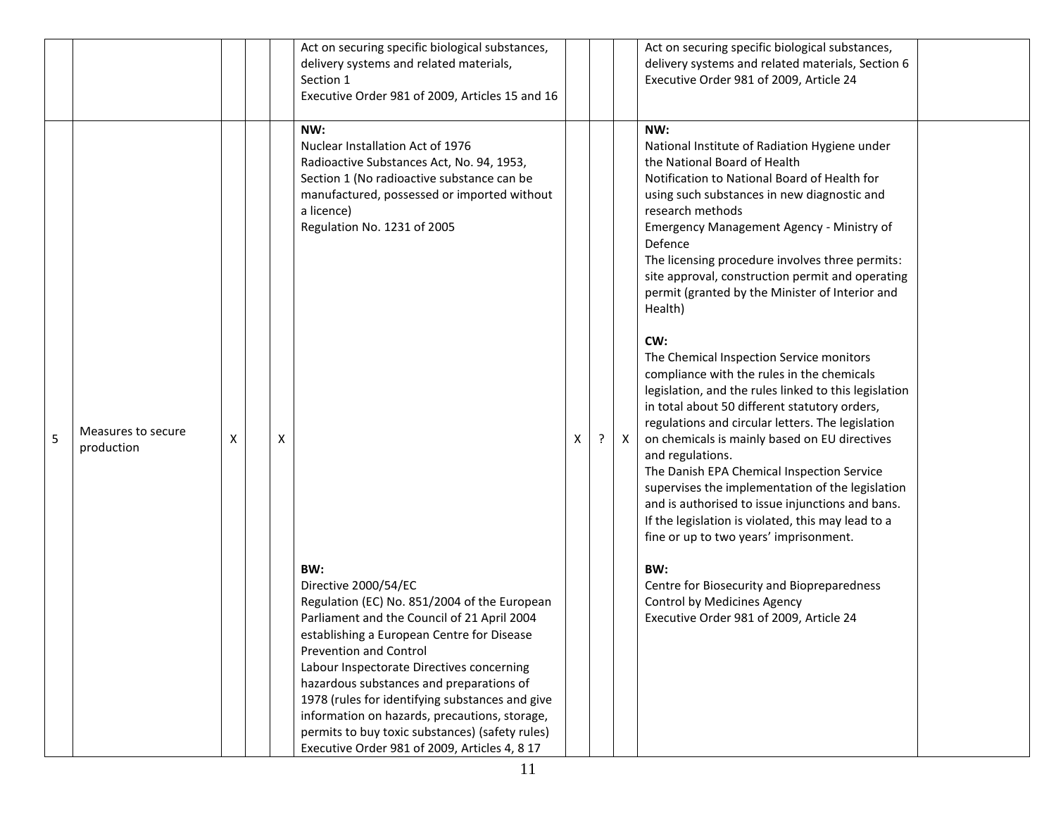| | | | | | | | | | | |
|---|---|---|---|---|---|---|---|---|---|---|
| | | | | | Act on securing specific biological substances, delivery systems and related materials, Section 1<br>Executive Order 981 of 2009, Articles 15 and 16 | | | | Act on securing specific biological substances, delivery systems and related materials, Section 6<br>Executive Order 981 of 2009, Article 24 | |
| 5 | Measures to secure production | X | | X | **NW:**<br>Nuclear Installation Act of 1976<br>Radioactive Substances Act, No. 94, 1953, Section 1 (No radioactive substance can be manufactured, possessed or imported without a licence)<br>Regulation No. 1231 of 2005<br><br>**BW:**<br>Directive 2000/54/EC<br>Regulation (EC) No. 851/2004 of the European Parliament and the Council of 21 April 2004 establishing a European Centre for Disease Prevention and Control<br>Labour Inspectorate Directives concerning hazardous substances and preparations of 1978 (rules for identifying substances and give information on hazards, precautions, storage, permits to buy toxic substances) (safety rules)<br>Executive Order 981 of 2009, Articles 4, 8 17 | X | ? | X | **NW:**<br>National Institute of Radiation Hygiene under the National Board of Health<br>Notification to National Board of Health for using such substances in new diagnostic and research methods<br>Emergency Management Agency - Ministry of Defence<br>The licensing procedure involves three permits: site approval, construction permit and operating permit (granted by the Minister of Interior and Health)<br><br>**CW:**<br>The Chemical Inspection Service monitors compliance with the rules in the chemicals legislation, and the rules linked to this legislation in total about 50 different statutory orders, regulations and circular letters. The legislation on chemicals is mainly based on EU directives and regulations.<br>The Danish EPA Chemical Inspection Service supervises the implementation of the legislation and is authorised to issue injunctions and bans. If the legislation is violated, this may lead to a fine or up to two years' imprisonment.<br><br>**BW:**<br>Centre for Biosecurity and Biopreparedness<br>Control by Medicines Agency<br>Executive Order 981 of 2009, Article 24 | |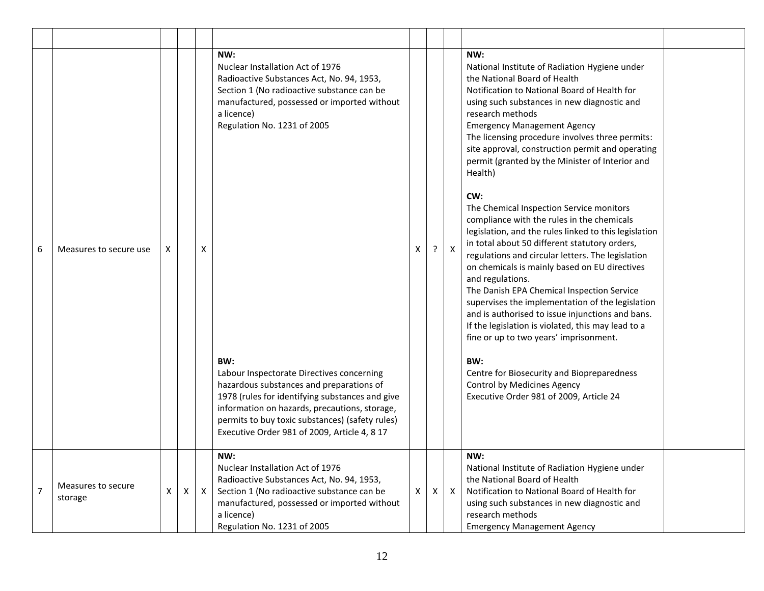| | | | | | | | | | | |
|---|---|---|---|---|---|---|---|---|---|---|
| 6 | Measures to secure use | X | | X | **NW:**<br>Nuclear Installation Act of 1976<br>Radioactive Substances Act, No. 94, 1953, Section 1 (No radioactive substance can be manufactured, possessed or imported without a licence)<br>Regulation No. 1231 of 2005<br><br>**BW:**<br>Labour Inspectorate Directives concerning hazardous substances and preparations of 1978 (rules for identifying substances and give information on hazards, precautions, storage, permits to buy toxic substances) (safety rules)<br>Executive Order 981 of 2009, Article 4, 8 17 | X | ? | X | **NW:**<br>National Institute of Radiation Hygiene under the National Board of Health<br>Notification to National Board of Health for using such substances in new diagnostic and research methods<br>Emergency Management Agency<br>The licensing procedure involves three permits: site approval, construction permit and operating permit (granted by the Minister of Interior and Health)<br><br>**CW:**<br>The Chemical Inspection Service monitors compliance with the rules in the chemicals legislation, and the rules linked to this legislation in total about 50 different statutory orders, regulations and circular letters. The legislation on chemicals is mainly based on EU directives and regulations.<br>The Danish EPA Chemical Inspection Service supervises the implementation of the legislation and is authorised to issue injunctions and bans. If the legislation is violated, this may lead to a fine or up to two years' imprisonment.<br><br>**BW:**<br>Centre for Biosecurity and Biopreparedness<br>Control by Medicines Agency<br>Executive Order 981 of 2009, Article 24 | |
| 7 | Measures to secure storage | X | X | X | **NW:**<br>Nuclear Installation Act of 1976<br>Radioactive Substances Act, No. 94, 1953, Section 1 (No radioactive substance can be manufactured, possessed or imported without a licence)<br>Regulation No. 1231 of 2005 | X | X | X | **NW:**<br>National Institute of Radiation Hygiene under the National Board of Health<br>Notification to National Board of Health for using such substances in new diagnostic and research methods<br>Emergency Management Agency | |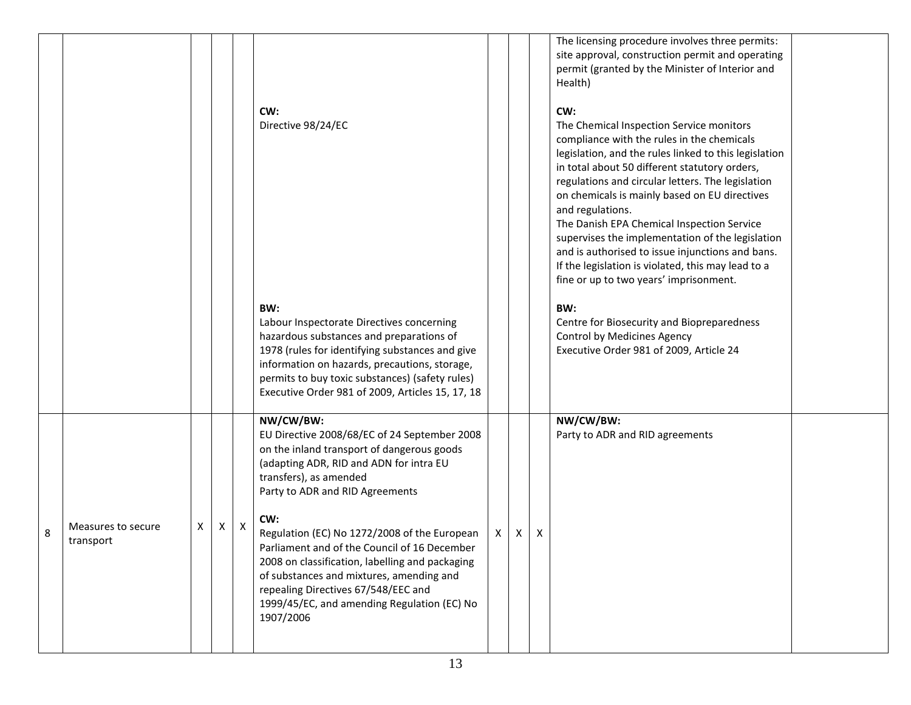|  |  |  |  |  |  |  |  |  |  |  |
|---|---|---|---|---|---|---|---|---|---|---|
|  |  |  |  |  | **CW:**<br>Directive 98/24/EC<br><br>**BW:**<br>Labour Inspectorate Directives concerning hazardous substances and preparations of 1978 (rules for identifying substances and give information on hazards, precautions, storage, permits to buy toxic substances) (safety rules)<br>Executive Order 981 of 2009, Articles 15, 17, 18 |  |  |  | The licensing procedure involves three permits: site approval, construction permit and operating permit (granted by the Minister of Interior and Health)<br><br>**CW:**<br>The Chemical Inspection Service monitors compliance with the rules in the chemicals legislation, and the rules linked to this legislation in total about 50 different statutory orders, regulations and circular letters. The legislation on chemicals is mainly based on EU directives and regulations.<br>The Danish EPA Chemical Inspection Service supervises the implementation of the legislation and is authorised to issue injunctions and bans. If the legislation is violated, this may lead to a fine or up to two years' imprisonment.<br><br>**BW:**<br>Centre for Biosecurity and Biopreparedness<br>Control by Medicines Agency<br>Executive Order 981 of 2009, Article 24 |  |
| 8 | Measures to secure transport | X | X | X | **NW/CW/BW:**<br>EU Directive 2008/68/EC of 24 September 2008 on the inland transport of dangerous goods (adapting ADR, RID and ADN for intra EU transfers), as amended<br>Party to ADR and RID Agreements<br><br>**CW:**<br>Regulation (EC) No 1272/2008 of the European Parliament and of the Council of 16 December 2008 on classification, labelling and packaging of substances and mixtures, amending and repealing Directives 67/548/EEC and 1999/45/EC, and amending Regulation (EC) No 1907/2006 | X | X | X | **NW/CW/BW:**<br>Party to ADR and RID agreements |  |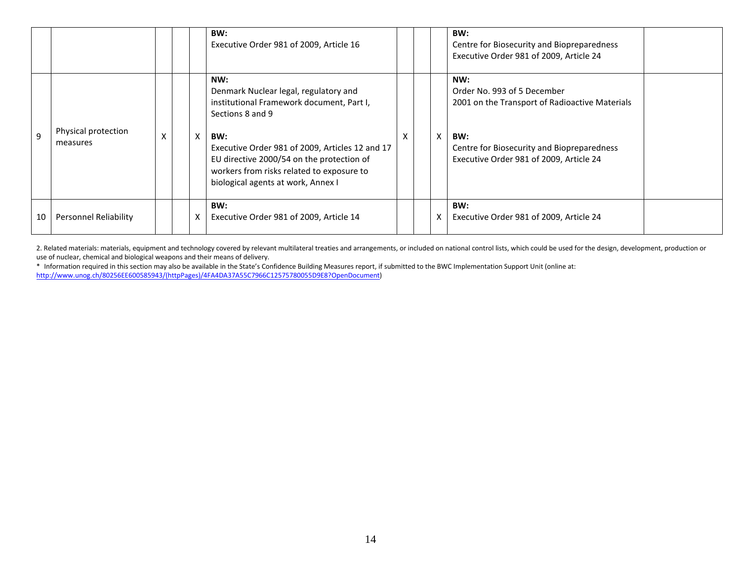|  |  |  |  |  | BW:<br>Executive Order 981 of 2009, Article 16 |  |  |  | BW:<br>Centre for Biosecurity and Biopreparedness<br>Executive Order 981 of 2009, Article 24 |  |
|---|---|---|---|---|---|---|---|---|---|---|
| 9 | Physical protection measures | X |  | X | NW:<br>Denmark Nuclear legal, regulatory and institutional Framework document, Part I, Sections 8 and 9<br><br>BW:<br>Executive Order 981 of 2009, Articles 12 and 17<br>EU directive 2000/54 on the protection of workers from risks related to exposure to biological agents at work, Annex I | X |  | X | NW:<br>Order No. 993 of 5 December 2001 on the Transport of Radioactive Materials<br><br>BW:<br>Centre for Biosecurity and Biopreparedness<br>Executive Order 981 of 2009, Article 24 |  |
| 10 | Personnel Reliability |  |  | X | BW:<br>Executive Order 981 of 2009, Article 14 |  |  | X | BW:<br>Executive Order 981 of 2009, Article 24 |  |

2. Related materials: materials, equipment and technology covered by relevant multilateral treaties and arrangements, or included on national control lists, which could be used for the design, development, production or use of nuclear, chemical and biological weapons and their means of delivery.

* Information required in this section may also be available in the State's Confidence Building Measures report, if submitted to the BWC Implementation Support Unit (online at: http://www.unog.ch/80256EE600585943/(httpPages)/4FA4DA37A55C7966C12575780055D9E8?OpenDocument)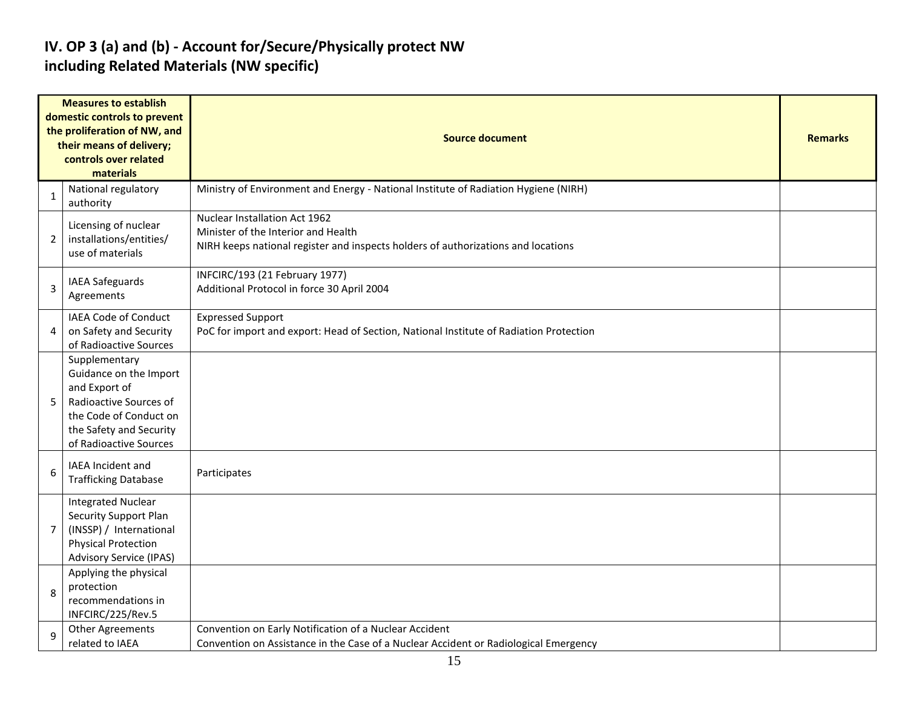# IV. OP 3 (a) and (b) - Account for/Secure/Physically protect NW including Related Materials (NW specific)

| | Measures to establish domestic controls to prevent the proliferation of NW, and their means of delivery; controls over related materials | Source document | Remarks |
|---|---|---|---|
| 1 | National regulatory authority | Ministry of Environment and Energy - National Institute of Radiation Hygiene (NIRH) | |
| 2 | Licensing of nuclear installations/entities/ use of materials | Nuclear Installation Act 1962<br>Minister of the Interior and Health<br>NIRH keeps national register and inspects holders of authorizations and locations | |
| 3 | IAEA Safeguards Agreements | INFCIRC/193 (21 February 1977)<br>Additional Protocol in force 30 April 2004 | |
| 4 | IAEA Code of Conduct on Safety and Security of Radioactive Sources | Expressed Support<br>PoC for import and export: Head of Section, National Institute of Radiation Protection | |
| 5 | Supplementary Guidance on the Import and Export of Radioactive Sources of the Code of Conduct on the Safety and Security of Radioactive Sources | | |
| 6 | IAEA Incident and Trafficking Database | Participates | |
| 7 | Integrated Nuclear Security Support Plan (INSSP) / International Physical Protection Advisory Service (IPAS) | | |
| 8 | Applying the physical protection recommendations in INFCIRC/225/Rev.5 | | |
| 9 | Other Agreements related to IAEA | Convention on Early Notification of a Nuclear Accident<br>Convention on Assistance in the Case of a Nuclear Accident or Radiological Emergency | |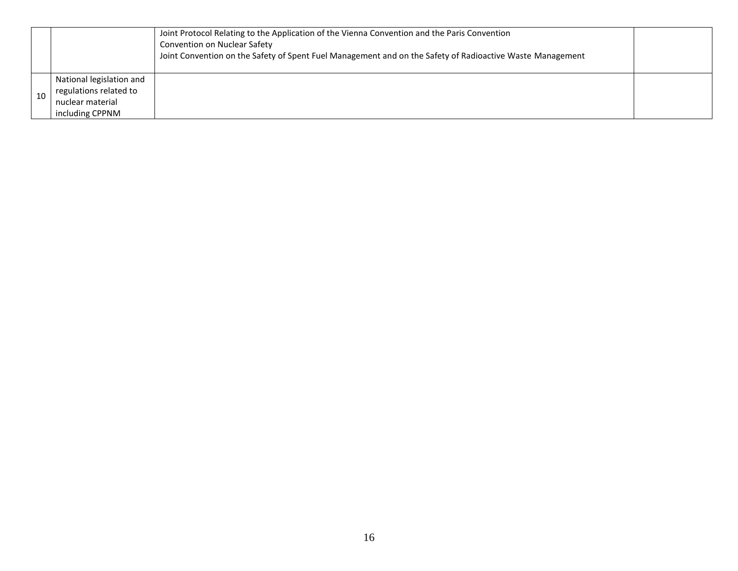| | | | |
|---|---|---|---|
| | | Joint Protocol Relating to the Application of the Vienna Convention and the Paris Convention<br>Convention on Nuclear Safety<br>Joint Convention on the Safety of Spent Fuel Management and on the Safety of Radioactive Waste Management | |
| 10 | National legislation and regulations related to nuclear material including CPPNM | | |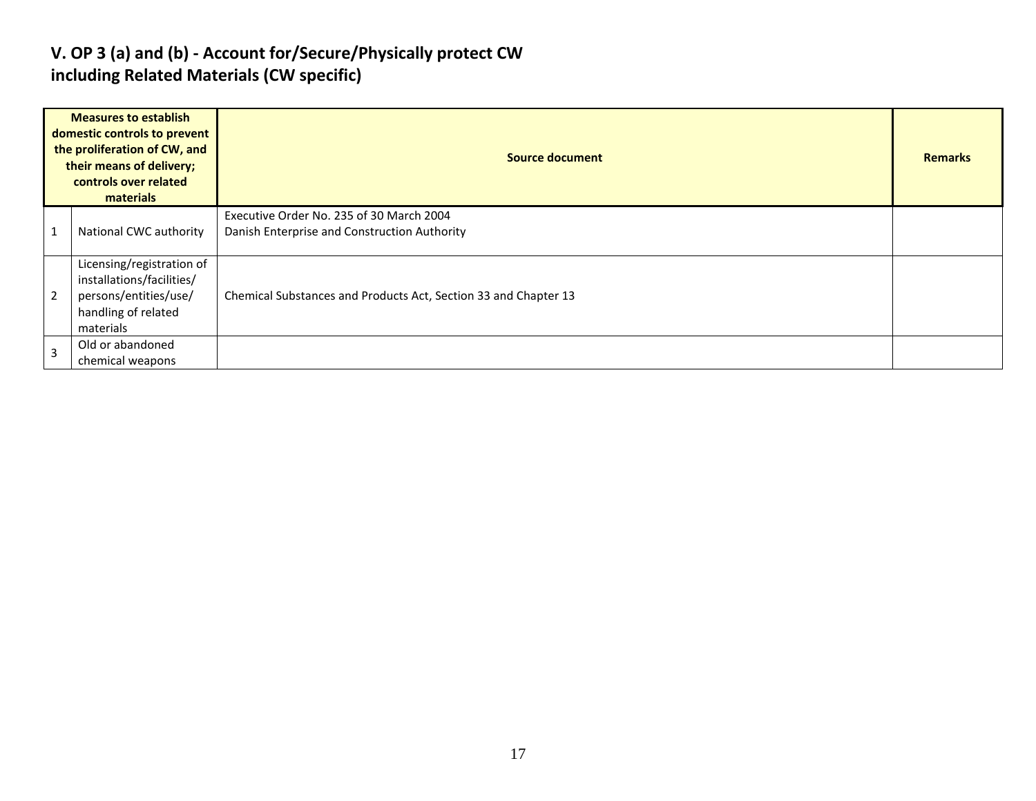## V. OP 3 (a) and (b) - Account for/Secure/Physically protect CW including Related Materials (CW specific)

| Measures to establish domestic controls to prevent the proliferation of CW, and their means of delivery; controls over related materials | | Source document | Remarks |
|---|---|---|---|
| 1 | National CWC authority | Executive Order No. 235 of 30 March 2004<br>Danish Enterprise and Construction Authority | |
| 2 | Licensing/registration of installations/facilities/ persons/entities/use/ handling of related materials | Chemical Substances and Products Act, Section 33 and Chapter 13 | |
| 3 | Old or abandoned chemical weapons | | |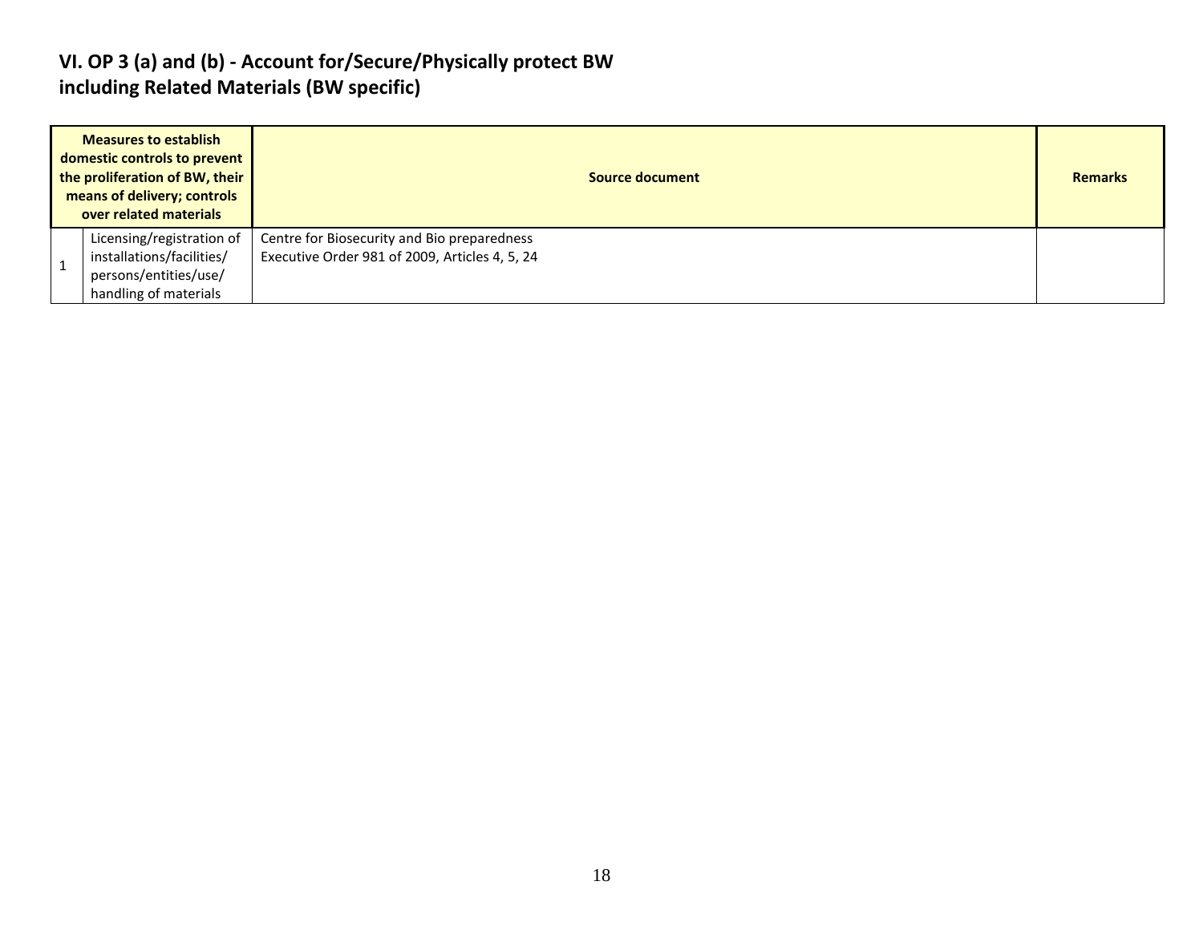## VI. OP 3 (a) and (b) - Account for/Secure/Physically protect BW including Related Materials (BW specific)

| Measures to establish domestic controls to prevent the proliferation of BW, their means of delivery; controls over related materials | | Source document | Remarks |
|---|---|---|---|
| 1 | Licensing/registration of installations/facilities/ persons/entities/use/ handling of materials | Centre for Biosecurity and Bio preparedness<br>Executive Order 981 of 2009, Articles 4, 5, 24 | |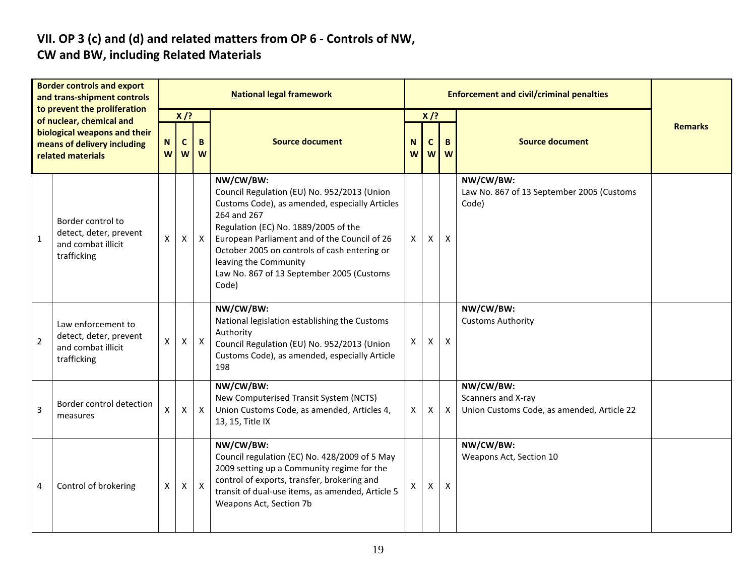## VII. OP 3 (c) and (d) and related matters from OP 6 - Controls of NW, CW and BW, including Related Materials

| | Border controls and export and trans-shipment controls to prevent the proliferation of nuclear, chemical and biological weapons and their means of delivery including related materials | National legal framework | | | | Enforcement and civil/criminal penalties | | | | Remarks |
|---|---|---|---|---|---|---|---|---|---|---|
| | | X /? | | | Source document | X /? | | | Source document | |
| | | NW | CW | BW | | NW | CW | BW | | |
| 1 | Border control to detect, deter, prevent and combat illicit trafficking | X | X | X | **NW/CW/BW:**<br>Council Regulation (EU) No. 952/2013 (Union Customs Code), as amended, especially Articles 264 and 267<br>Regulation (EC) No. 1889/2005 of the European Parliament and of the Council of 26 October 2005 on controls of cash entering or leaving the Community<br>Law No. 867 of 13 September 2005 (Customs Code) | X | X | X | **NW/CW/BW:**<br>Law No. 867 of 13 September 2005 (Customs Code) | |
| 2 | Law enforcement to detect, deter, prevent and combat illicit trafficking | X | X | X | **NW/CW/BW:**<br>National legislation establishing the Customs Authority<br>Council Regulation (EU) No. 952/2013 (Union Customs Code), as amended, especially Article 198 | X | X | X | **NW/CW/BW:**<br>Customs Authority | |
| 3 | Border control detection measures | X | X | X | **NW/CW/BW:**<br>New Computerised Transit System (NCTS)<br>Union Customs Code, as amended, Articles 4, 13, 15, Title IX | X | X | X | **NW/CW/BW:**<br>Scanners and X-ray<br>Union Customs Code, as amended, Article 22 | |
| 4 | Control of brokering | X | X | X | **NW/CW/BW:**<br>Council regulation (EC) No. 428/2009 of 5 May 2009 setting up a Community regime for the control of exports, transfer, brokering and transit of dual-use items, as amended, Article 5<br>Weapons Act, Section 7b | X | X | X | **NW/CW/BW:**<br>Weapons Act, Section 10 | |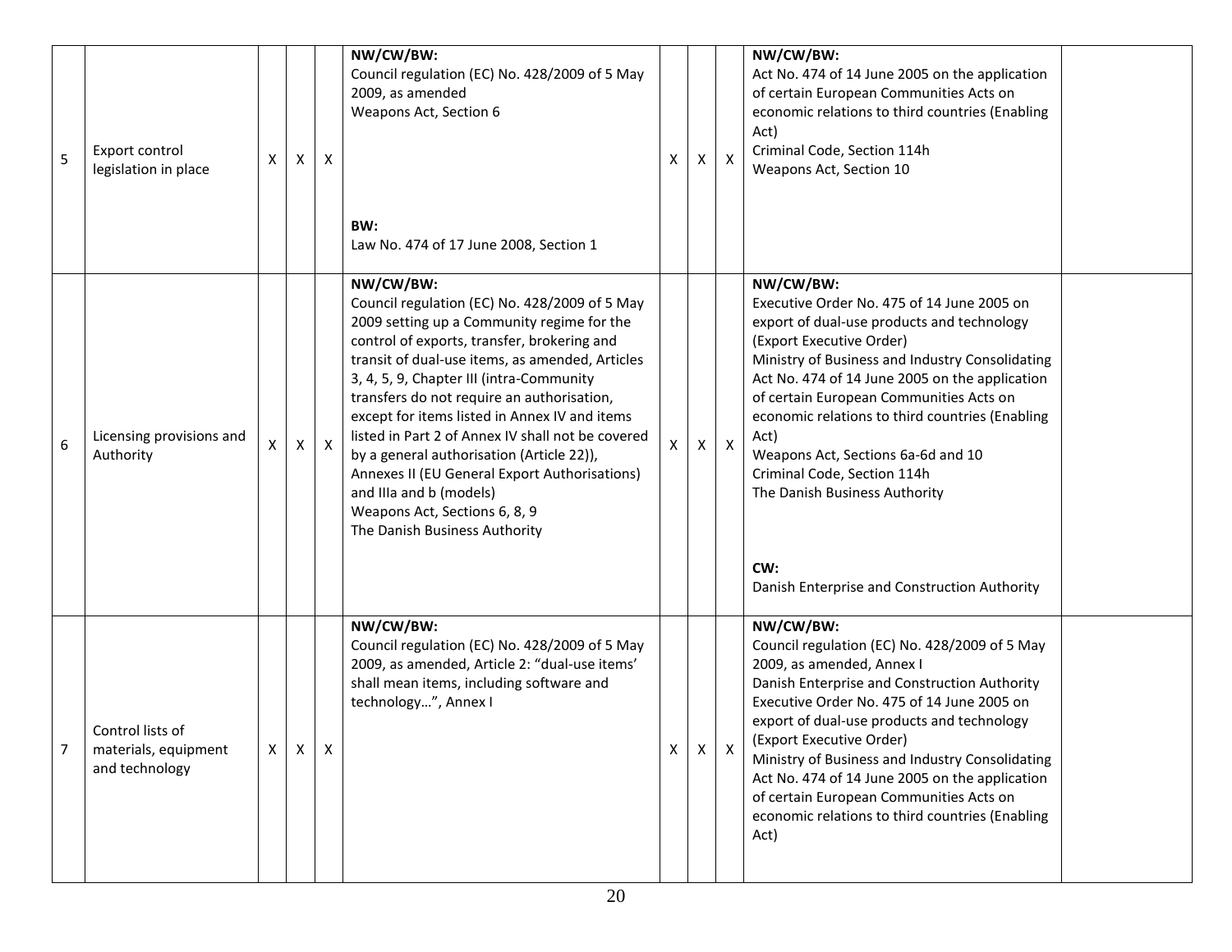| 5 | Export control legislation in place | X | X | X | **NW/CW/BW:**<br>Council regulation (EC) No. 428/2009 of 5 May 2009, as amended<br>Weapons Act, Section 6<br><br>**BW:**<br>Law No. 474 of 17 June 2008, Section 1 | X | X | X | **NW/CW/BW:**<br>Act No. 474 of 14 June 2005 on the application of certain European Communities Acts on economic relations to third countries (Enabling Act)<br>Criminal Code, Section 114h<br>Weapons Act, Section 10 | |
|---|---|---|---|---|---|---|---|---|---|---|
| 6 | Licensing provisions and Authority | X | X | X | **NW/CW/BW:**<br>Council regulation (EC) No. 428/2009 of 5 May 2009 setting up a Community regime for the control of exports, transfer, brokering and transit of dual-use items, as amended, Articles 3, 4, 5, 9, Chapter III (intra-Community transfers do not require an authorisation, except for items listed in Annex IV and items listed in Part 2 of Annex IV shall not be covered by a general authorisation (Article 22)), Annexes II (EU General Export Authorisations) and IIIa and b (models)<br>Weapons Act, Sections 6, 8, 9<br>The Danish Business Authority | X | X | X | **NW/CW/BW:**<br>Executive Order No. 475 of 14 June 2005 on export of dual-use products and technology (Export Executive Order)<br>Ministry of Business and Industry Consolidating Act No. 474 of 14 June 2005 on the application of certain European Communities Acts on economic relations to third countries (Enabling Act)<br>Weapons Act, Sections 6a-6d and 10<br>Criminal Code, Section 114h<br>The Danish Business Authority<br><br>**CW:**<br>Danish Enterprise and Construction Authority | |
| 7 | Control lists of materials, equipment and technology | X | X | X | **NW/CW/BW:**<br>Council regulation (EC) No. 428/2009 of 5 May 2009, as amended, Article 2: "dual-use items' shall mean items, including software and technology…", Annex I | X | X | X | **NW/CW/BW:**<br>Council regulation (EC) No. 428/2009 of 5 May 2009, as amended, Annex I<br>Danish Enterprise and Construction Authority<br>Executive Order No. 475 of 14 June 2005 on export of dual-use products and technology (Export Executive Order)<br>Ministry of Business and Industry Consolidating Act No. 474 of 14 June 2005 on the application of certain European Communities Acts on economic relations to third countries (Enabling Act) | |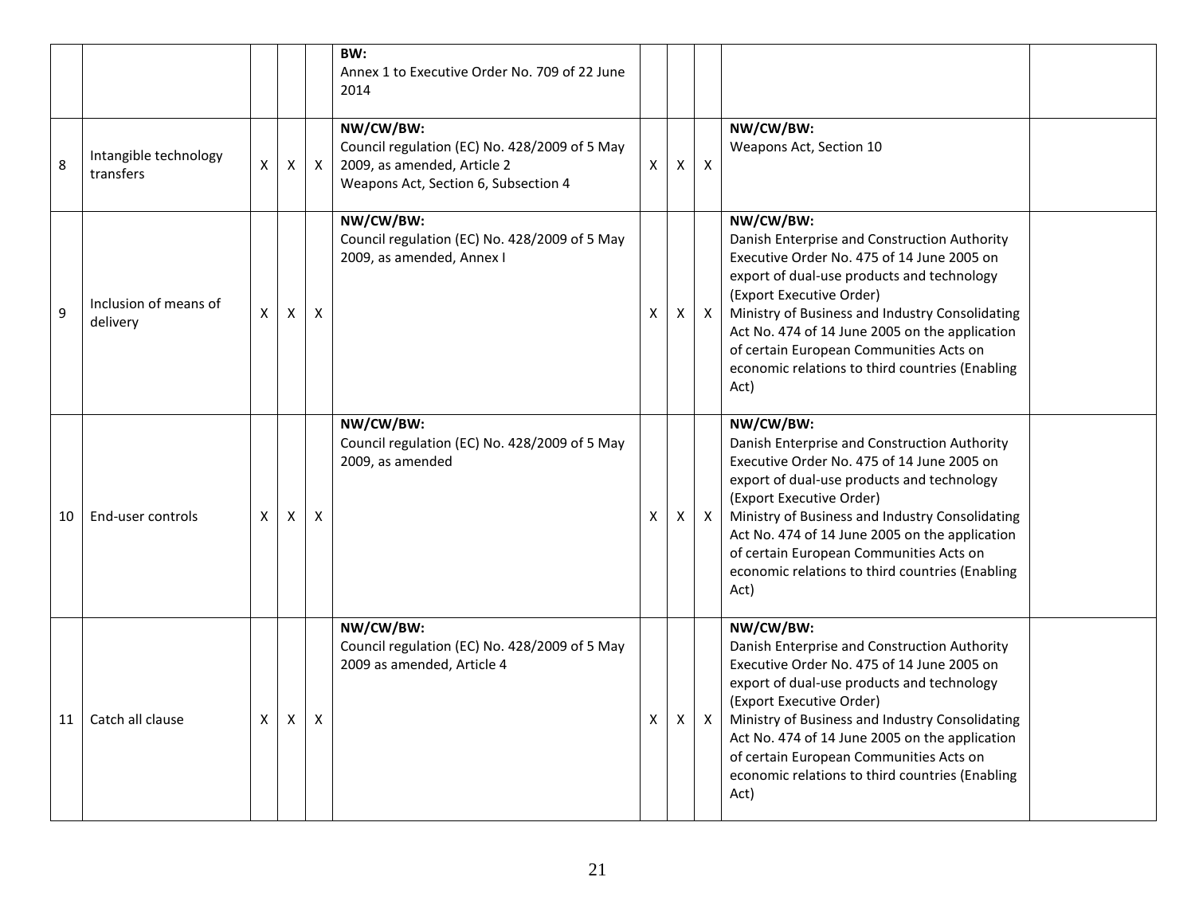| | | | | | | | | | | |
|---|---|---|---|---|---|---|---|---|---|---|
| | | | | | **BW:**<br>Annex 1 to Executive Order No. 709 of 22 June 2014 | | | | | |
| 8 | Intangible technology transfers | X | X | X | **NW/CW/BW:**<br>Council regulation (EC) No. 428/2009 of 5 May 2009, as amended, Article 2<br>Weapons Act, Section 6, Subsection 4 | X | X | X | **NW/CW/BW:**<br>Weapons Act, Section 10 | |
| 9 | Inclusion of means of delivery | X | X | X | **NW/CW/BW:**<br>Council regulation (EC) No. 428/2009 of 5 May 2009, as amended, Annex I | X | X | X | **NW/CW/BW:**<br>Danish Enterprise and Construction Authority Executive Order No. 475 of 14 June 2005 on export of dual-use products and technology (Export Executive Order)<br>Ministry of Business and Industry Consolidating Act No. 474 of 14 June 2005 on the application of certain European Communities Acts on economic relations to third countries (Enabling Act) | |
| 10 | End-user controls | X | X | X | **NW/CW/BW:**<br>Council regulation (EC) No. 428/2009 of 5 May 2009, as amended | X | X | X | **NW/CW/BW:**<br>Danish Enterprise and Construction Authority Executive Order No. 475 of 14 June 2005 on export of dual-use products and technology (Export Executive Order)<br>Ministry of Business and Industry Consolidating Act No. 474 of 14 June 2005 on the application of certain European Communities Acts on economic relations to third countries (Enabling Act) | |
| 11 | Catch all clause | X | X | X | **NW/CW/BW:**<br>Council regulation (EC) No. 428/2009 of 5 May 2009 as amended, Article 4 | X | X | X | **NW/CW/BW:**<br>Danish Enterprise and Construction Authority Executive Order No. 475 of 14 June 2005 on export of dual-use products and technology (Export Executive Order)<br>Ministry of Business and Industry Consolidating Act No. 474 of 14 June 2005 on the application of certain European Communities Acts on economic relations to third countries (Enabling Act) | |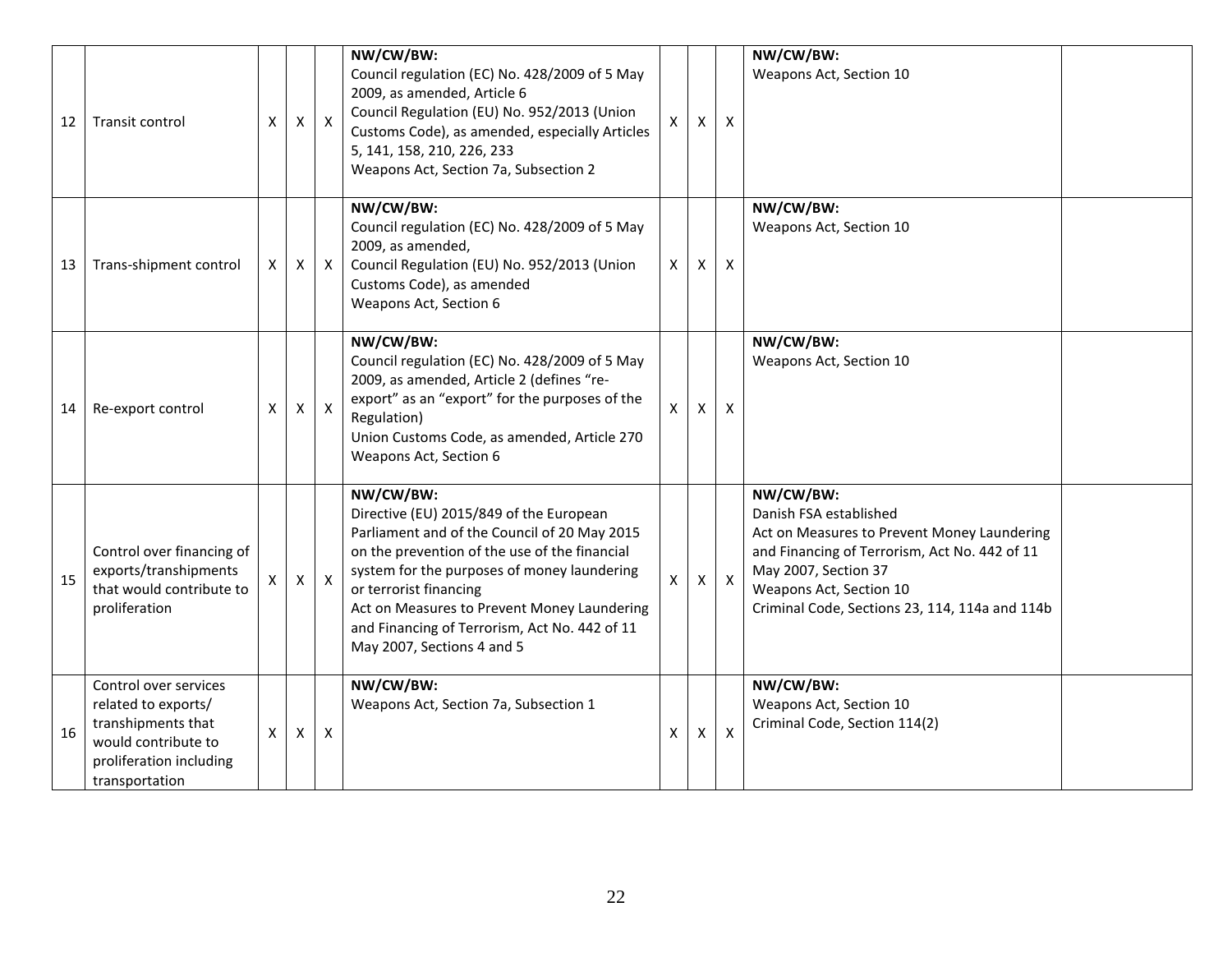| 12 | Transit control | X | X | X | **NW/CW/BW:**<br>Council regulation (EC) No. 428/2009 of 5 May 2009, as amended, Article 6<br>Council Regulation (EU) No. 952/2013 (Union Customs Code), as amended, especially Articles 5, 141, 158, 210, 226, 233<br>Weapons Act, Section 7a, Subsection 2 | X | X | X | **NW/CW/BW:**<br>Weapons Act, Section 10 | |
|---|---|---|---|---|---|---|---|---|---|---|
| 13 | Trans-shipment control | X | X | X | **NW/CW/BW:**<br>Council regulation (EC) No. 428/2009 of 5 May 2009, as amended,<br>Council Regulation (EU) No. 952/2013 (Union Customs Code), as amended<br>Weapons Act, Section 6 | X | X | X | **NW/CW/BW:**<br>Weapons Act, Section 10 | |
| 14 | Re-export control | X | X | X | **NW/CW/BW:**<br>Council regulation (EC) No. 428/2009 of 5 May 2009, as amended, Article 2 (defines "re-export" as an "export" for the purposes of the Regulation)<br>Union Customs Code, as amended, Article 270<br>Weapons Act, Section 6 | X | X | X | **NW/CW/BW:**<br>Weapons Act, Section 10 | |
| 15 | Control over financing of exports/transhipments that would contribute to proliferation | X | X | X | **NW/CW/BW:**<br>Directive (EU) 2015/849 of the European Parliament and of the Council of 20 May 2015 on the prevention of the use of the financial system for the purposes of money laundering or terrorist financing<br>Act on Measures to Prevent Money Laundering and Financing of Terrorism, Act No. 442 of 11 May 2007, Sections 4 and 5 | X | X | X | **NW/CW/BW:**<br>Danish FSA established<br>Act on Measures to Prevent Money Laundering and Financing of Terrorism, Act No. 442 of 11 May 2007, Section 37<br>Weapons Act, Section 10<br>Criminal Code, Sections 23, 114, 114a and 114b | |
| 16 | Control over services related to exports/ transhipments that would contribute to proliferation including transportation | X | X | X | **NW/CW/BW:**<br>Weapons Act, Section 7a, Subsection 1 | X | X | X | **NW/CW/BW:**<br>Weapons Act, Section 10<br>Criminal Code, Section 114(2) | |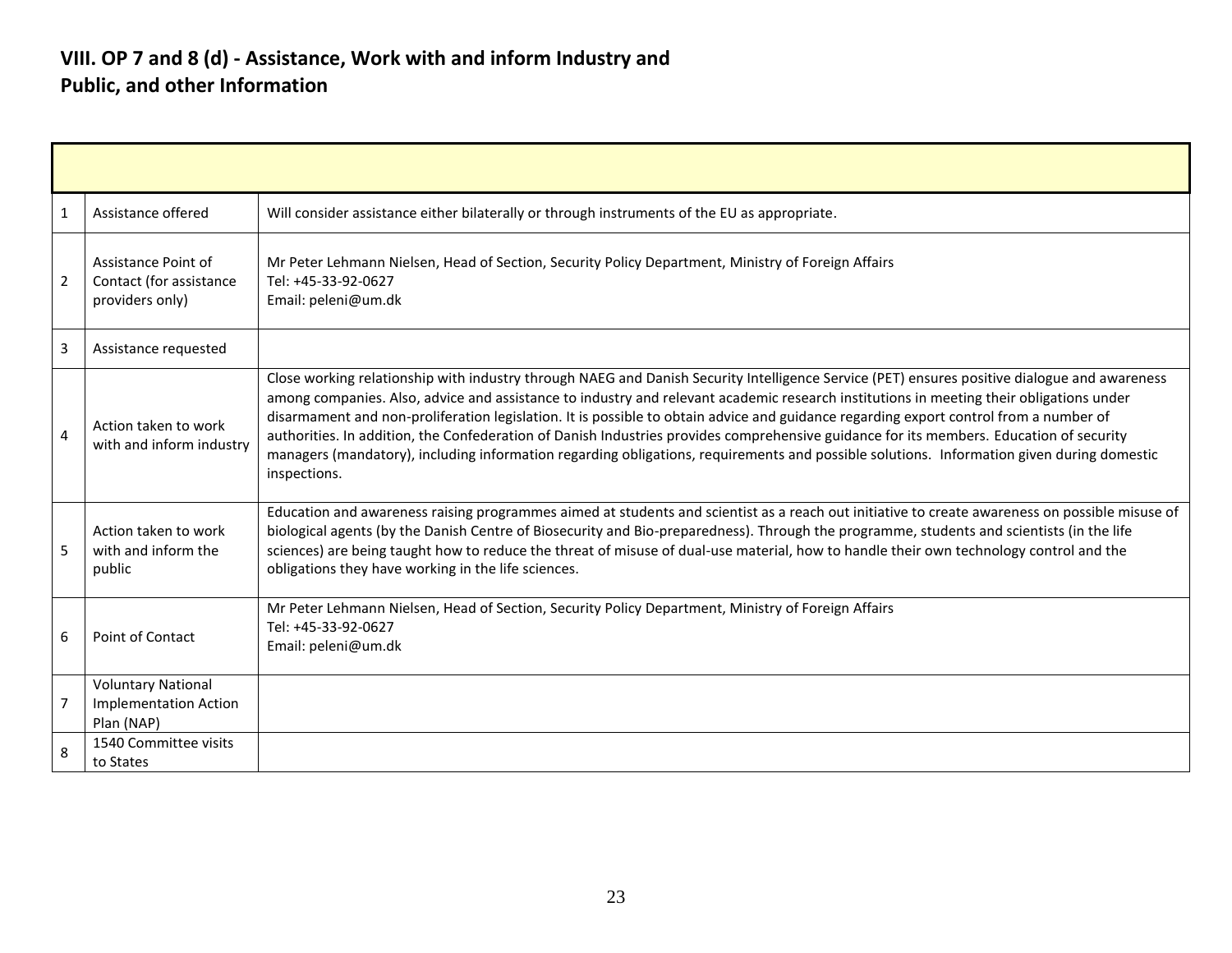## VIII. OP 7 and 8 (d) - Assistance, Work with and inform Industry and Public, and other Information

| | | |
|---|---|---|
| 1 | Assistance offered | Will consider assistance either bilaterally or through instruments of the EU as appropriate. |
| 2 | Assistance Point of Contact (for assistance providers only) | Mr Peter Lehmann Nielsen, Head of Section, Security Policy Department, Ministry of Foreign Affairs<br>Tel: +45-33-92-0627<br>Email: peleni@um.dk |
| 3 | Assistance requested | |
| 4 | Action taken to work with and inform industry | Close working relationship with industry through NAEG and Danish Security Intelligence Service (PET) ensures positive dialogue and awareness among companies. Also, advice and assistance to industry and relevant academic research institutions in meeting their obligations under disarmament and non-proliferation legislation. It is possible to obtain advice and guidance regarding export control from a number of authorities. In addition, the Confederation of Danish Industries provides comprehensive guidance for its members. Education of security managers (mandatory), including information regarding obligations, requirements and possible solutions. Information given during domestic inspections. |
| 5 | Action taken to work with and inform the public | Education and awareness raising programmes aimed at students and scientist as a reach out initiative to create awareness on possible misuse of biological agents (by the Danish Centre of Biosecurity and Bio-preparedness). Through the programme, students and scientists (in the life sciences) are being taught how to reduce the threat of misuse of dual-use material, how to handle their own technology control and the obligations they have working in the life sciences. |
| 6 | Point of Contact | Mr Peter Lehmann Nielsen, Head of Section, Security Policy Department, Ministry of Foreign Affairs<br>Tel: +45-33-92-0627<br>Email: peleni@um.dk |
| 7 | Voluntary National Implementation Action Plan (NAP) | |
| 8 | 1540 Committee visits to States | |